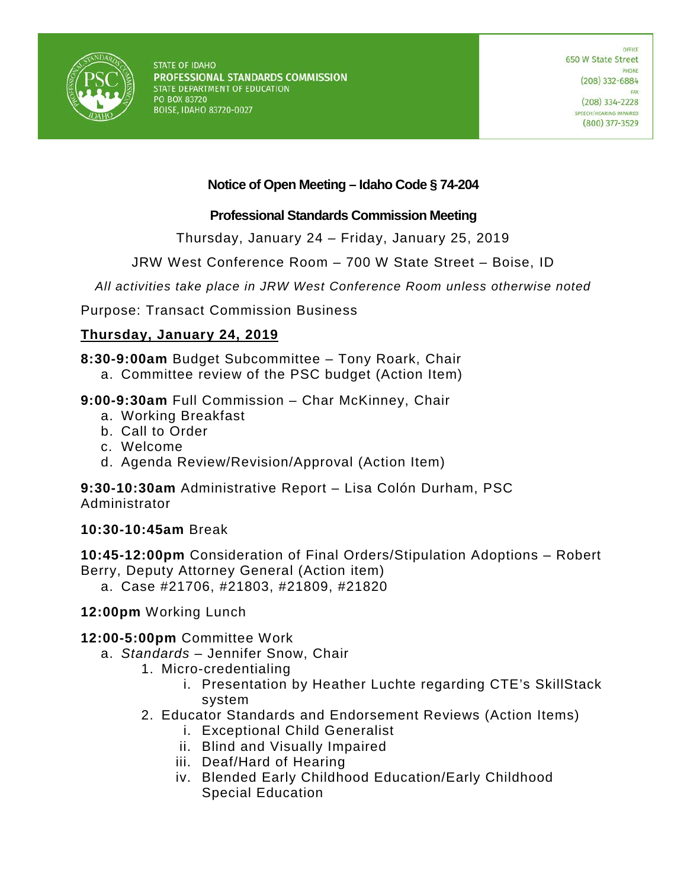STATE OF IDAHO
**PROFESSIONAL STANDARDS COMMISSION**
STATE DEPARTMENT OF EDUCATION
PO BOX 83720
BOISE, IDAHO 83720-0027

OFFICE
650 W State Street
PHONE
(208) 332-6884
FAX
(208) 334-2228
SPEECH/HEARING IMPAIRED
(800) 377-3529

## Notice of Open Meeting – Idaho Code § 74-204

### Professional Standards Commission Meeting

Thursday, January 24 – Friday, January 25, 2019

JRW West Conference Room – 700 W State Street – Boise, ID

*All activities take place in JRW West Conference Room unless otherwise noted*

Purpose: Transact Commission Business

**Thursday, January 24, 2019**

**8:30-9:00am** Budget Subcommittee – Tony Roark, Chair
  a. Committee review of the PSC budget (Action Item)

**9:00-9:30am** Full Commission – Char McKinney, Chair
  a. Working Breakfast
  b. Call to Order
  c. Welcome
  d. Agenda Review/Revision/Approval (Action Item)

**9:30-10:30am** Administrative Report – Lisa Colón Durham, PSC Administrator

**10:30-10:45am** Break

**10:45-12:00pm** Consideration of Final Orders/Stipulation Adoptions – Robert Berry, Deputy Attorney General (Action item)
  a. Case #21706, #21803, #21809, #21820

**12:00pm** Working Lunch

**12:00-5:00pm** Committee Work
  a. *Standards* – Jennifer Snow, Chair
    1. Micro-credentialing
      i. Presentation by Heather Luchte regarding CTE's SkillStack system
    2. Educator Standards and Endorsement Reviews (Action Items)
      i. Exceptional Child Generalist
      ii. Blind and Visually Impaired
      iii. Deaf/Hard of Hearing
      iv. Blended Early Childhood Education/Early Childhood Special Education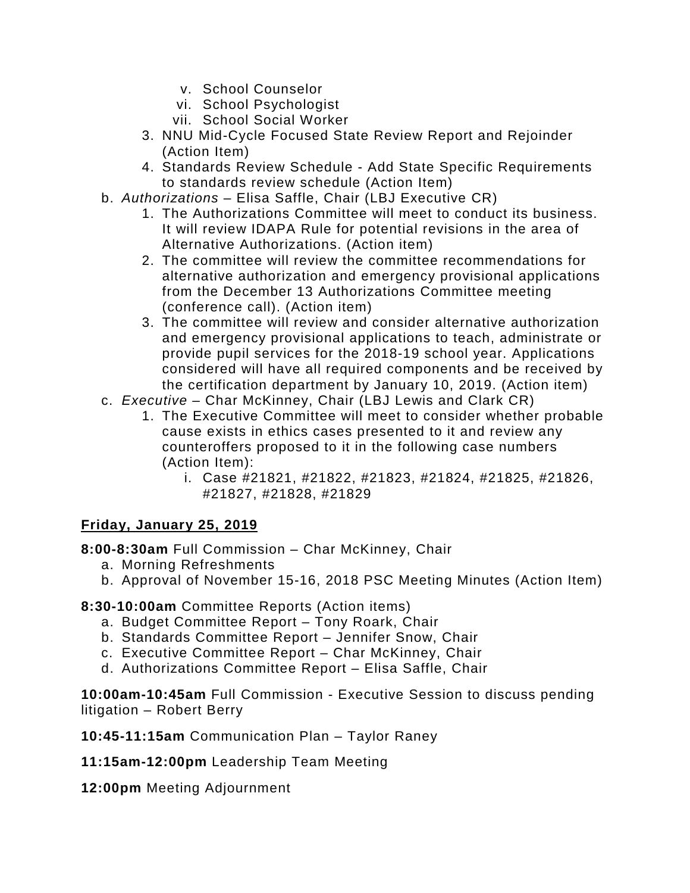v. School Counselor
        vi. School Psychologist
        vii. School Social Worker
    3. NNU Mid-Cycle Focused State Review Report and Rejoinder (Action Item)
    4. Standards Review Schedule - Add State Specific Requirements to standards review schedule (Action Item)

b. *Authorizations* – Elisa Saffle, Chair (LBJ Executive CR)
    1. The Authorizations Committee will meet to conduct its business. It will review IDAPA Rule for potential revisions in the area of Alternative Authorizations. (Action item)
    2. The committee will review the committee recommendations for alternative authorization and emergency provisional applications from the December 13 Authorizations Committee meeting (conference call). (Action item)
    3. The committee will review and consider alternative authorization and emergency provisional applications to teach, administrate or provide pupil services for the 2018-19 school year. Applications considered will have all required components and be received by the certification department by January 10, 2019. (Action item)

c. *Executive* – Char McKinney, Chair (LBJ Lewis and Clark CR)
    1. The Executive Committee will meet to consider whether probable cause exists in ethics cases presented to it and review any counteroffers proposed to it in the following case numbers (Action Item):
        i. Case #21821, #21822, #21823, #21824, #21825, #21826, #21827, #21828, #21829

**Friday, January 25, 2019**

**8:00-8:30am** Full Commission – Char McKinney, Chair

a. Morning Refreshments
b. Approval of November 15-16, 2018 PSC Meeting Minutes (Action Item)

**8:30-10:00am** Committee Reports (Action items)

a. Budget Committee Report – Tony Roark, Chair
b. Standards Committee Report – Jennifer Snow, Chair
c. Executive Committee Report – Char McKinney, Chair
d. Authorizations Committee Report – Elisa Saffle, Chair

**10:00am-10:45am** Full Commission - Executive Session to discuss pending litigation – Robert Berry

**10:45-11:15am** Communication Plan – Taylor Raney

**11:15am-12:00pm** Leadership Team Meeting

**12:00pm** Meeting Adjournment